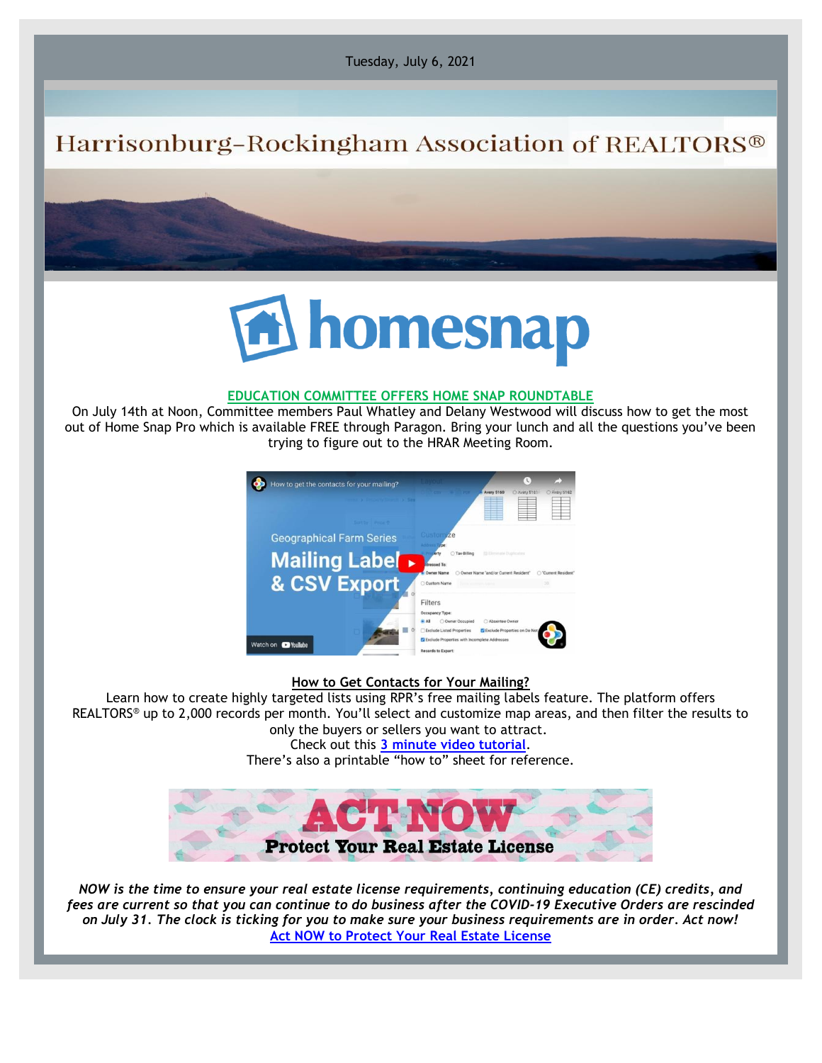Tuesday, July 6, 2021

# Harrisonburg-Rockingham Association of REALTORS®

## EDUCATION COMMITTEE OFFERS HOME SNAP ROUNDTABLE

On July 14th at Noon, Committee members Paul Whatley and Delany Westwood will discuss how to get the most out of Home Snap Pro which is available FREE through Paragon. Bring your lunch and all the questions you've been trying to figure out to the HRAR Meeting Room.

## How to Get Contacts for Your Mailing?

Learn how to create highly targeted lists using RPR's free mailing labels feature. The platform offers REALTORS® up to 2,000 records per month. You'll select and customize map areas, and then filter the results to only the buyers or sellers you want to attract.

Check out this 3 minute video tutorial.

There's also a printable "how to" sheet for reference.

## ACT NOW
### Protect Your Real Estate License

*NOW is the time to ensure your real estate license requirements, continuing education (CE) credits, and fees are current so that you can continue to do business after the COVID-19 Executive Orders are rescinded on July 31. The clock is ticking for you to make sure your business requirements are in order. Act now!*

Act NOW to Protect Your Real Estate License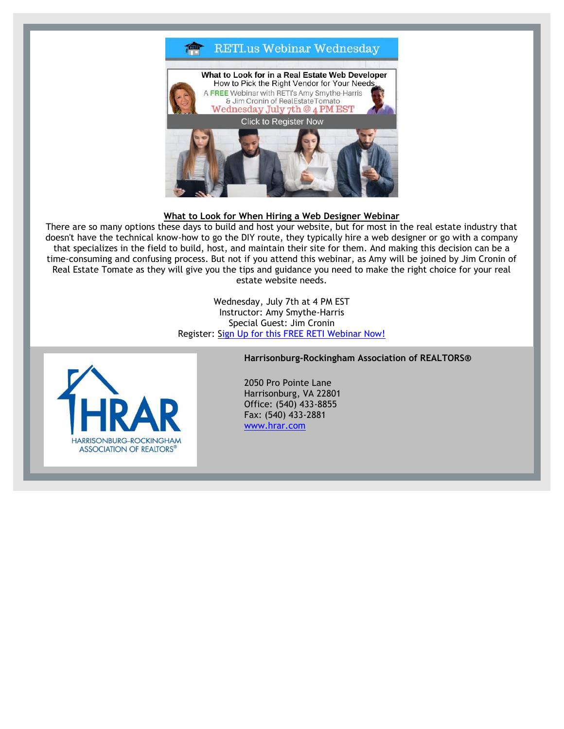RETI.us Webinar Wednesday

**What to Look for in a Real Estate Web Developer**
How to Pick the Right Vendor for Your Needs
A FREE Webinar with RETI's Amy Smythe-Harris
& Jim Cronin of RealEstateTomato
Wednesday July 7th @ 4 PM EST
Click to Register Now

**What to Look for When Hiring a Web Designer Webinar**

There are so many options these days to build and host your website, but for most in the real estate industry that doesn't have the technical know-how to go the DIY route, they typically hire a web designer or go with a company that specializes in the field to build, host, and maintain their site for them. And making this decision can be a time-consuming and confusing process. But not if you attend this webinar, as Amy will be joined by Jim Cronin of Real Estate Tomate as they will give you the tips and guidance you need to make the right choice for your real estate website needs.

Wednesday, July 7th at 4 PM EST
Instructor: Amy Smythe-Harris
Special Guest: Jim Cronin
Register: Sign Up for this FREE RETI Webinar Now!

HRAR
HARRISONBURG-ROCKINGHAM ASSOCIATION OF REALTORS®

**Harrisonburg-Rockingham Association of REALTORS®**

2050 Pro Pointe Lane
Harrisonburg, VA 22801
Office: (540) 433-8855
Fax: (540) 433-2881
www.hrar.com